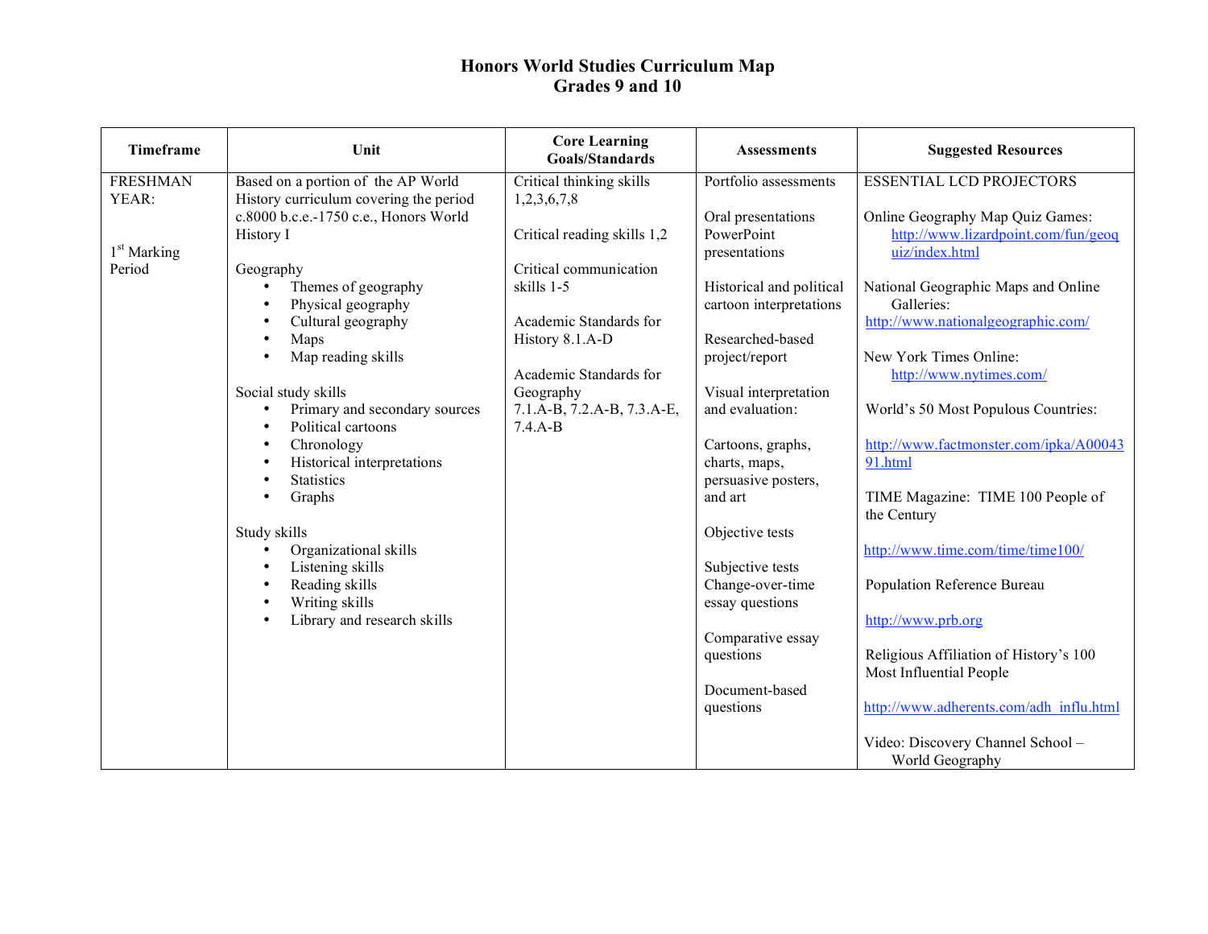# Honors World Studies Curriculum Map
## Grades 9 and 10

| Timeframe | Unit | Core Learning Goals/Standards | Assessments | Suggested Resources |
|---|---|---|---|---|
| FRESHMAN YEAR:<br><br>1st Marking Period | Based on a portion of the AP World History curriculum covering the period c.8000 b.c.e.-1750 c.e., Honors World History I<br><br>Geography<br>• Themes of geography<br>• Physical geography<br>• Cultural geography<br>• Maps<br>• Map reading skills<br><br>Social study skills<br>• Primary and secondary sources<br>• Political cartoons<br>• Chronology<br>• Historical interpretations<br>• Statistics<br>• Graphs<br><br>Study skills<br>• Organizational skills<br>• Listening skills<br>• Reading skills<br>• Writing skills<br>• Library and research skills | Critical thinking skills 1,2,3,6,7,8<br><br>Critical reading skills 1,2<br><br>Critical communication skills 1-5<br><br>Academic Standards for History 8.1.A-D<br><br>Academic Standards for Geography 7.1.A-B, 7.2.A-B, 7.3.A-E, 7.4.A-B | Portfolio assessments<br><br>Oral presentations PowerPoint presentations<br><br>Historical and political cartoon interpretations<br><br>Researched-based project/report<br><br>Visual interpretation and evaluation:<br><br>Cartoons, graphs, charts, maps, persuasive posters, and art<br><br>Objective tests<br><br>Subjective tests Change-over-time essay questions<br><br>Comparative essay questions<br><br>Document-based questions | ESSENTIAL LCD PROJECTORS<br><br>Online Geography Map Quiz Games: http://www.lizardpoint.com/fun/geoquiz/index.html<br><br>National Geographic Maps and Online Galleries: http://www.nationalgeographic.com/<br><br>New York Times Online: http://www.nytimes.com/<br><br>World's 50 Most Populous Countries:<br><br>http://www.factmonster.com/ipka/A0004391.html<br><br>TIME Magazine: TIME 100 People of the Century<br><br>http://www.time.com/time/time100/<br><br>Population Reference Bureau<br><br>http://www.prb.org<br><br>Religious Affiliation of History's 100 Most Influential People<br><br>http://www.adherents.com/adh_influ.html<br><br>Video: Discovery Channel School – World Geography |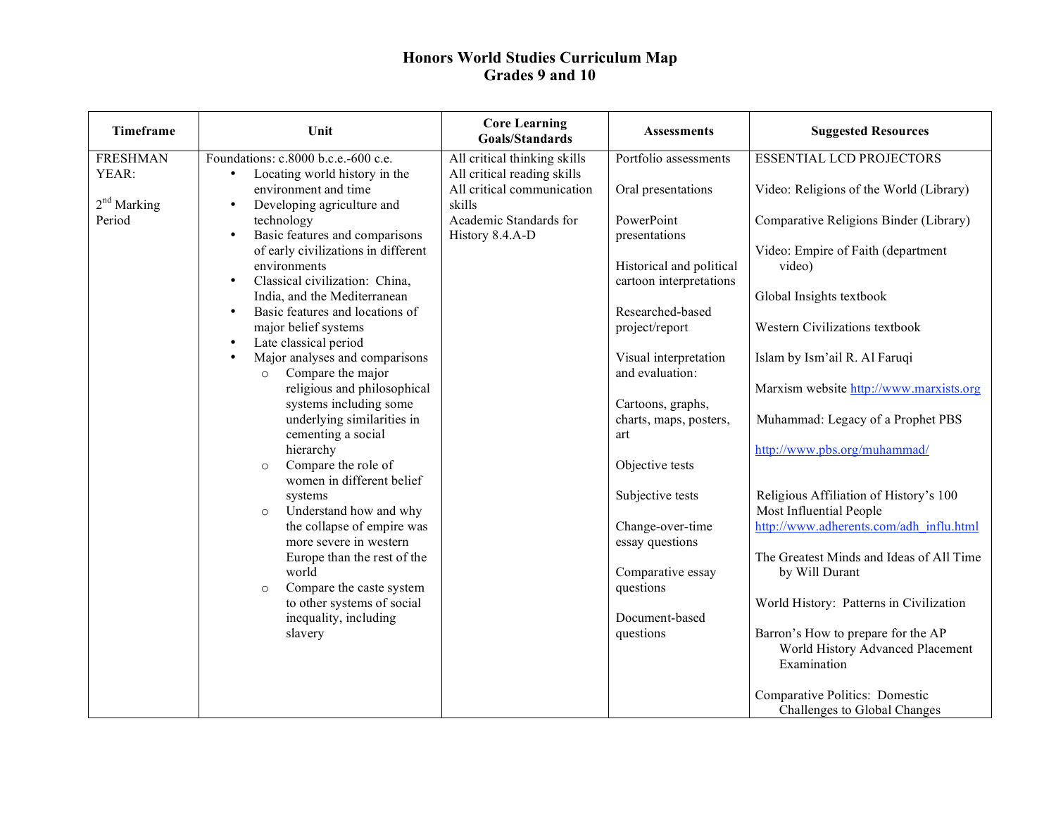# Honors World Studies Curriculum Map
## Grades 9 and 10

| Timeframe | Unit | Core Learning Goals/Standards | Assessments | Suggested Resources |
|---|---|---|---|---|
| FRESHMAN YEAR:<br><br>2nd Marking Period | Foundations: c.8000 b.c.e.-600 c.e.<br>• Locating world history in the environment and time<br>• Developing agriculture and technology<br>• Basic features and comparisons of early civilizations in different environments<br>• Classical civilization: China, India, and the Mediterranean<br>• Basic features and locations of major belief systems<br>• Late classical period<br>• Major analyses and comparisons<br>  ○ Compare the major religious and philosophical systems including some underlying similarities in cementing a social hierarchy<br>  ○ Compare the role of women in different belief systems<br>  ○ Understand how and why the collapse of empire was more severe in western Europe than the rest of the world<br>  ○ Compare the caste system to other systems of social inequality, including slavery | All critical thinking skills<br>All critical reading skills<br>All critical communication skills<br>Academic Standards for History 8.4.A-D | Portfolio assessments<br><br>Oral presentations<br><br>PowerPoint presentations<br><br>Historical and political cartoon interpretations<br><br>Researched-based project/report<br><br>Visual interpretation and evaluation:<br><br>Cartoons, graphs, charts, maps, posters, art<br><br>Objective tests<br><br>Subjective tests<br><br>Change-over-time essay questions<br><br>Comparative essay questions<br><br>Document-based questions | ESSENTIAL LCD PROJECTORS<br><br>Video: Religions of the World (Library)<br><br>Comparative Religions Binder (Library)<br><br>Video: Empire of Faith (department video)<br><br>Global Insights textbook<br><br>Western Civilizations textbook<br><br>Islam by Ism'ail R. Al Faruqi<br><br>Marxism website http://www.marxists.org<br><br>Muhammad: Legacy of a Prophet PBS<br><br>http://www.pbs.org/muhammad/<br><br>Religious Affiliation of History's 100 Most Influential People http://www.adherents.com/adh_influ.html<br><br>The Greatest Minds and Ideas of All Time by Will Durant<br><br>World History: Patterns in Civilization<br><br>Barron's How to prepare for the AP World History Advanced Placement Examination<br><br>Comparative Politics: Domestic Challenges to Global Changes |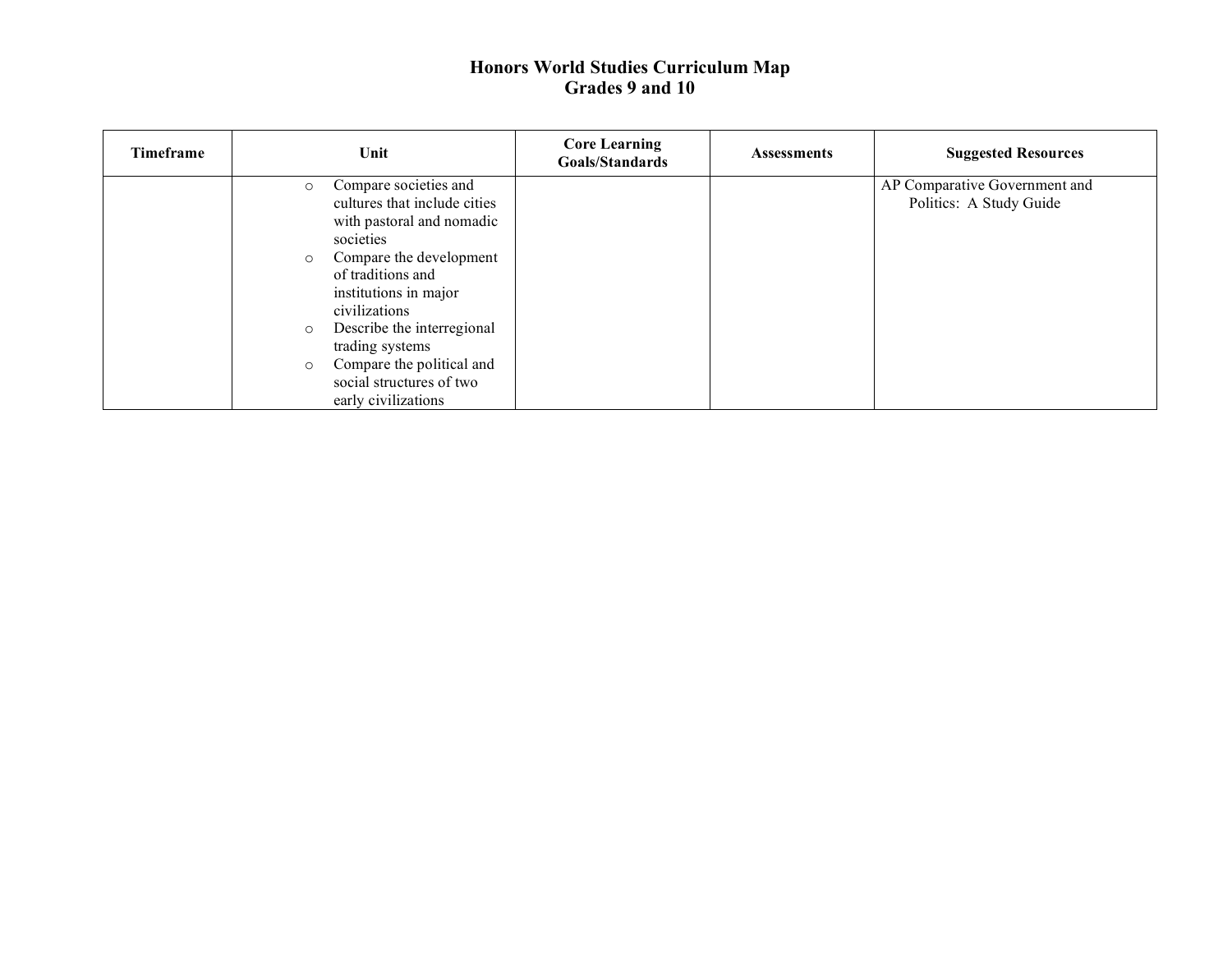# Honors World Studies Curriculum Map
## Grades 9 and 10

| Timeframe | Unit | Core Learning Goals/Standards | Assessments | Suggested Resources |
|---|---|---|---|---|
| | ○ Compare societies and cultures that include cities with pastoral and nomadic societies<br>○ Compare the development of traditions and institutions in major civilizations<br>○ Describe the interregional trading systems<br>○ Compare the political and social structures of two early civilizations | | | AP Comparative Government and Politics: A Study Guide |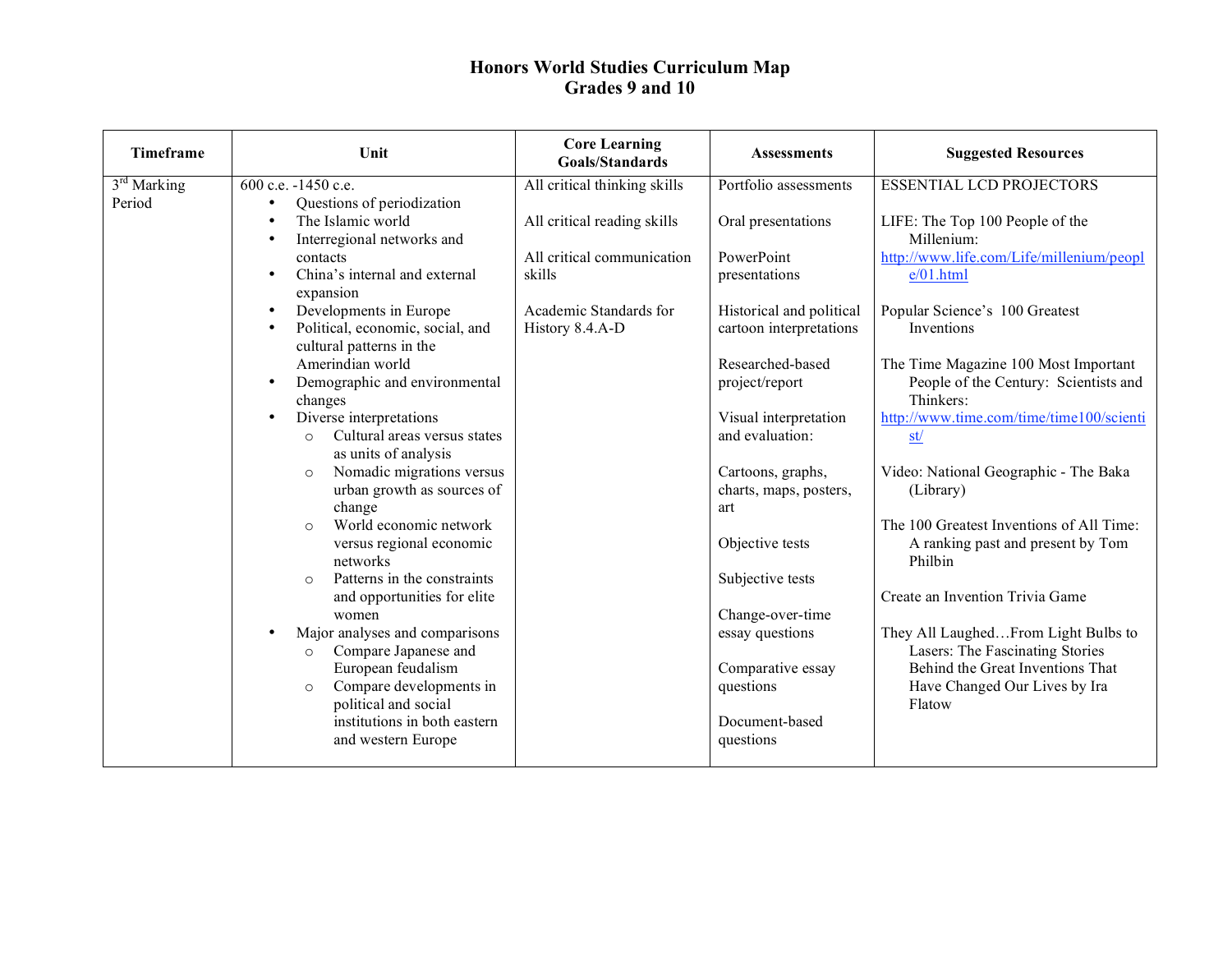# Honors World Studies Curriculum Map
## Grades 9 and 10

| Timeframe | Unit | Core Learning Goals/Standards | Assessments | Suggested Resources |
|---|---|---|---|---|
| 3rd Marking Period | 600 c.e. -1450 c.e.<br>• Questions of periodization<br>• The Islamic world<br>• Interregional networks and contacts<br>• China's internal and external expansion<br>• Developments in Europe<br>• Political, economic, social, and cultural patterns in the Amerindian world<br>• Demographic and environmental changes<br>• Diverse interpretations<br>  ○ Cultural areas versus states as units of analysis<br>  ○ Nomadic migrations versus urban growth as sources of change<br>  ○ World economic network versus regional economic networks<br>  ○ Patterns in the constraints and opportunities for elite women<br>• Major analyses and comparisons<br>  ○ Compare Japanese and European feudalism<br>  ○ Compare developments in political and social institutions in both eastern and western Europe | All critical thinking skills<br><br>All critical reading skills<br><br>All critical communication skills<br><br>Academic Standards for History 8.4.A-D | Portfolio assessments<br><br>Oral presentations<br><br>PowerPoint presentations<br><br>Historical and political cartoon interpretations<br><br>Researched-based project/report<br><br>Visual interpretation and evaluation:<br><br>Cartoons, graphs, charts, maps, posters, art<br><br>Objective tests<br><br>Subjective tests<br><br>Change-over-time essay questions<br><br>Comparative essay questions<br><br>Document-based questions | ESSENTIAL LCD PROJECTORS<br><br>LIFE: The Top 100 People of the Millenium: http://www.life.com/Life/millenium/people/01.html<br><br>Popular Science's 100 Greatest Inventions<br><br>The Time Magazine 100 Most Important People of the Century: Scientists and Thinkers: http://www.time.com/time/time100/scientist/<br><br>Video: National Geographic - The Baka (Library)<br><br>The 100 Greatest Inventions of All Time: A ranking past and present by Tom Philbin<br><br>Create an Invention Trivia Game<br><br>They All Laughed…From Light Bulbs to Lasers: The Fascinating Stories Behind the Great Inventions That Have Changed Our Lives by Ira Flatow |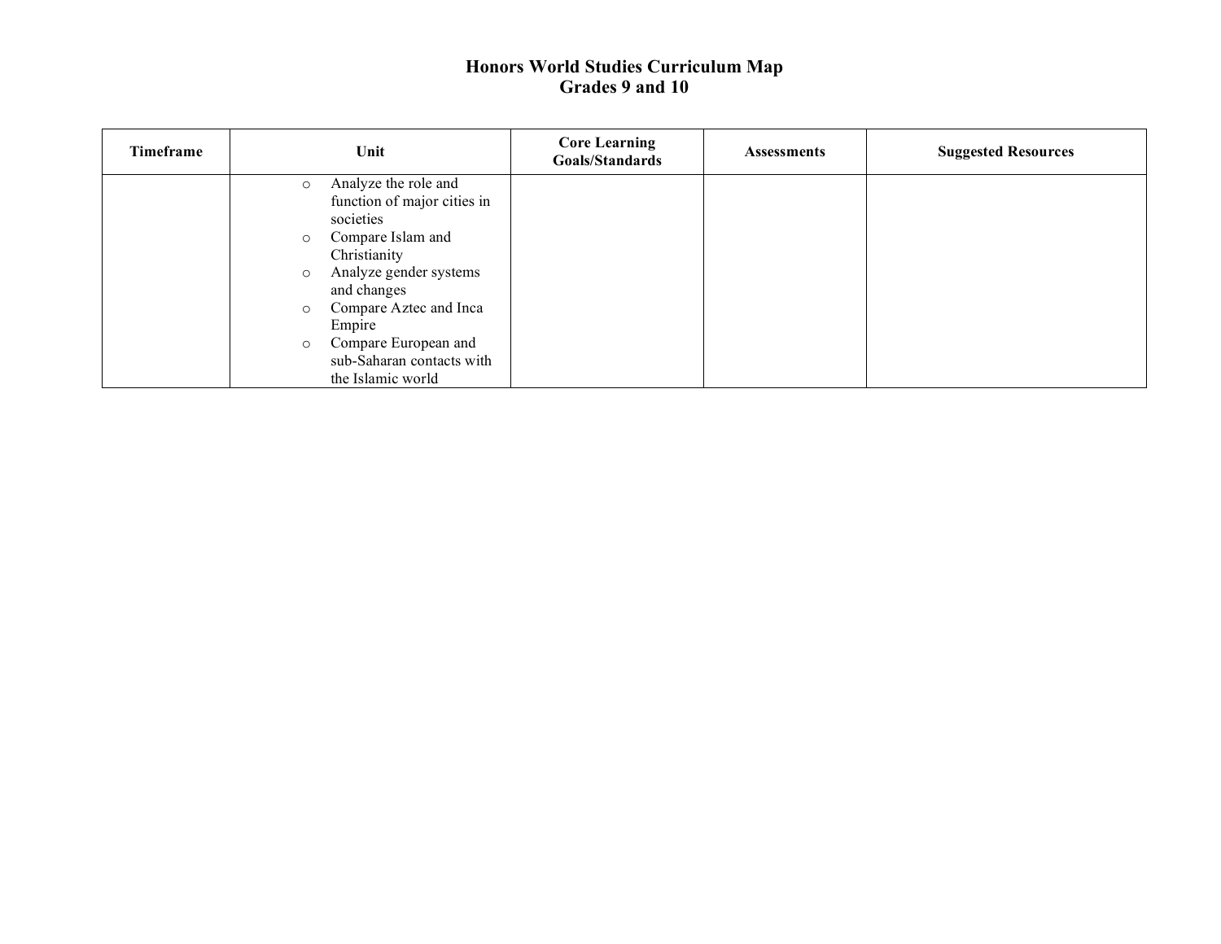# Honors World Studies Curriculum Map
## Grades 9 and 10

| Timeframe | Unit | Core Learning Goals/Standards | Assessments | Suggested Resources |
|---|---|---|---|---|
| | ○ Analyze the role and function of major cities in societies<br>○ Compare Islam and Christianity<br>○ Analyze gender systems and changes<br>○ Compare Aztec and Inca Empire<br>○ Compare European and sub-Saharan contacts with the Islamic world | | | |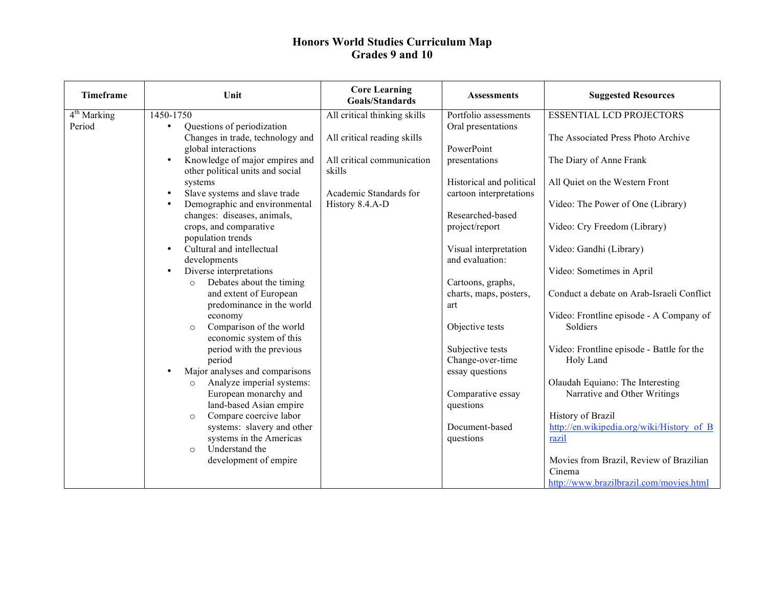# Honors World Studies Curriculum Map
## Grades 9 and 10

| Timeframe | Unit | Core Learning Goals/Standards | Assessments | Suggested Resources |
|---|---|---|---|---|
| 4th Marking Period | 1450-1750<br>• Questions of periodization Changes in trade, technology and global interactions<br>• Knowledge of major empires and other political units and social systems<br>• Slave systems and slave trade<br>• Demographic and environmental changes: diseases, animals, crops, and comparative population trends<br>• Cultural and intellectual developments<br>• Diverse interpretations<br>&nbsp;&nbsp;○ Debates about the timing and extent of European predominance in the world economy<br>&nbsp;&nbsp;○ Comparison of the world economic system of this period with the previous period<br>• Major analyses and comparisons<br>&nbsp;&nbsp;○ Analyze imperial systems: European monarchy and land-based Asian empire<br>&nbsp;&nbsp;○ Compare coercive labor systems: slavery and other systems in the Americas<br>&nbsp;&nbsp;○ Understand the development of empire | All critical thinking skills<br><br>All critical reading skills<br><br>All critical communication skills<br><br>Academic Standards for History 8.4.A-D | Portfolio assessments<br>Oral presentations<br><br>PowerPoint presentations<br><br>Historical and political cartoon interpretations<br><br>Researched-based project/report<br><br>Visual interpretation and evaluation:<br><br>Cartoons, graphs, charts, maps, posters, art<br><br>Objective tests<br><br>Subjective tests<br>Change-over-time essay questions<br><br>Comparative essay questions<br><br>Document-based questions | ESSENTIAL LCD PROJECTORS<br><br>The Associated Press Photo Archive<br><br>The Diary of Anne Frank<br><br>All Quiet on the Western Front<br><br>Video: The Power of One (Library)<br><br>Video: Cry Freedom (Library)<br><br>Video: Gandhi (Library)<br><br>Video: Sometimes in April<br><br>Conduct a debate on Arab-Israeli Conflict<br><br>Video: Frontline episode - A Company of Soldiers<br><br>Video: Frontline episode - Battle for the Holy Land<br><br>Olaudah Equiano: The Interesting Narrative and Other Writings<br><br>History of Brazil<br>http://en.wikipedia.org/wiki/History_of_Brazil<br><br>Movies from Brazil, Review of Brazilian Cinema<br>http://www.brazilbrazil.com/movies.html |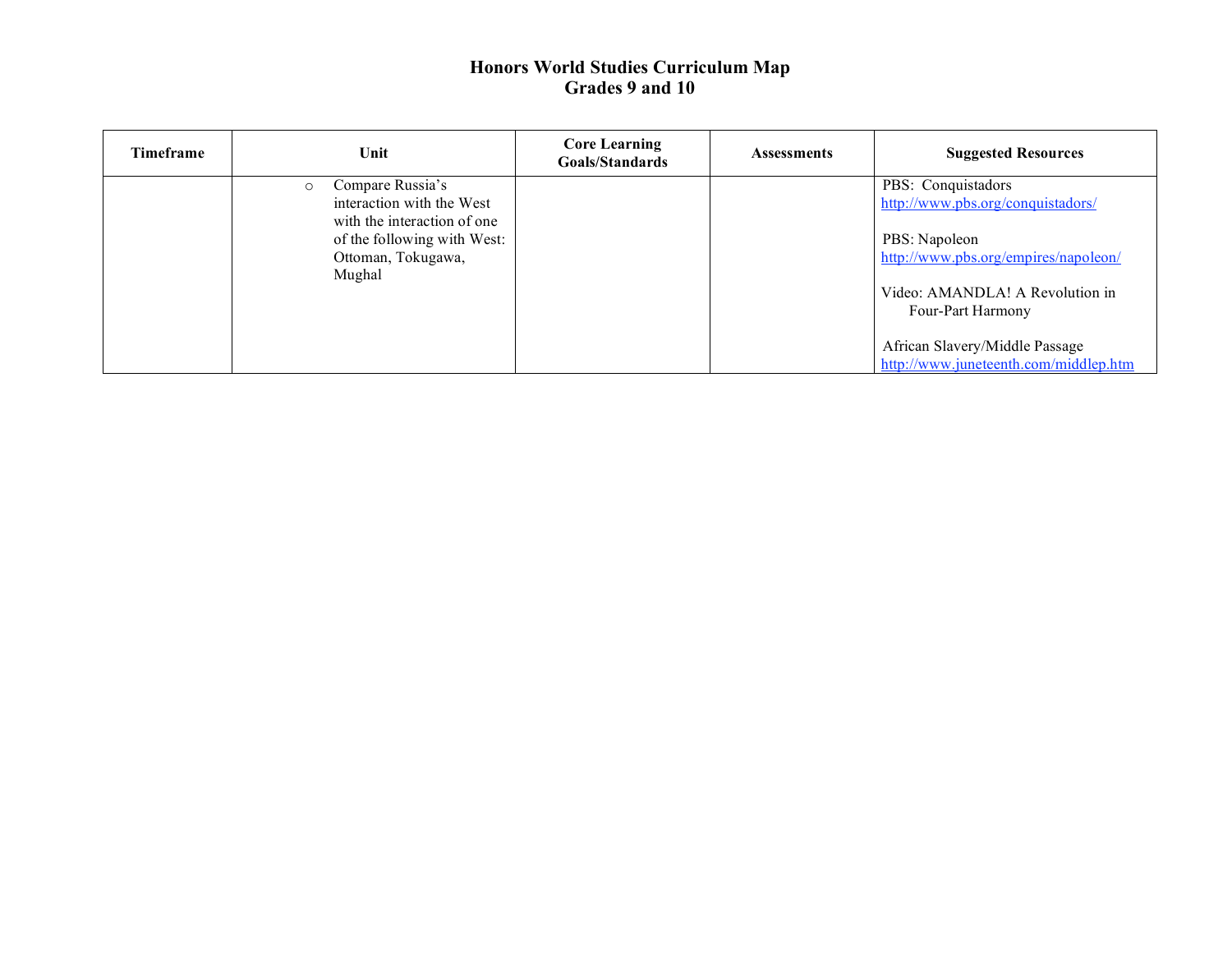# Honors World Studies Curriculum Map
## Grades 9 and 10

| Timeframe | Unit | Core Learning Goals/Standards | Assessments | Suggested Resources |
|---|---|---|---|---|
| | ○ Compare Russia's interaction with the West with the interaction of one of the following with West: Ottoman, Tokugawa, Mughal | | | PBS: Conquistadors http://www.pbs.org/conquistadors/ <br><br> PBS: Napoleon http://www.pbs.org/empires/napoleon/ <br><br> Video: AMANDLA! A Revolution in Four-Part Harmony <br><br> African Slavery/Middle Passage http://www.juneteenth.com/middlep.htm |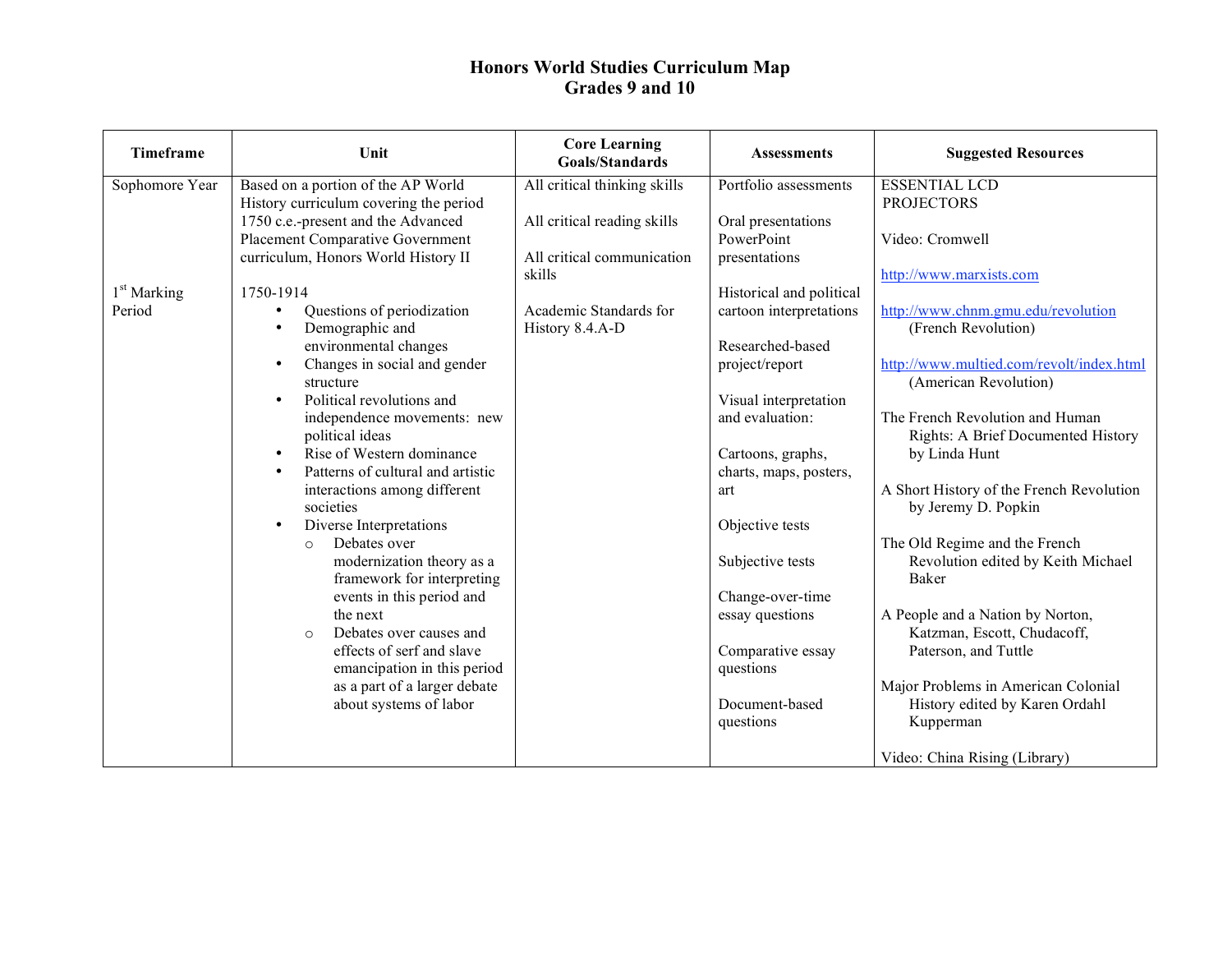# Honors World Studies Curriculum Map
## Grades 9 and 10

| Timeframe | Unit | Core Learning Goals/Standards | Assessments | Suggested Resources |
|---|---|---|---|---|
| Sophomore Year<br><br>1st Marking Period | Based on a portion of the AP World History curriculum covering the period 1750 c.e.-present and the Advanced Placement Comparative Government curriculum, Honors World History II<br><br>1750-1914<br>• Questions of periodization<br>• Demographic and environmental changes<br>• Changes in social and gender structure<br>• Political revolutions and independence movements: new political ideas<br>• Rise of Western dominance<br>• Patterns of cultural and artistic interactions among different societies<br>• Diverse Interpretations<br>  ○ Debates over modernization theory as a framework for interpreting events in this period and the next<br>  ○ Debates over causes and effects of serf and slave emancipation in this period as a part of a larger debate about systems of labor | All critical thinking skills<br><br>All critical reading skills<br><br>All critical communication skills<br><br>Academic Standards for History 8.4.A-D | Portfolio assessments<br><br>Oral presentations PowerPoint presentations<br><br>Historical and political cartoon interpretations<br><br>Researched-based project/report<br><br>Visual interpretation and evaluation:<br><br>Cartoons, graphs, charts, maps, posters, art<br><br>Objective tests<br><br>Subjective tests<br><br>Change-over-time essay questions<br><br>Comparative essay questions<br><br>Document-based questions | ESSENTIAL LCD PROJECTORS<br><br>Video: Cromwell<br><br>http://www.marxists.com<br><br>http://www.chnm.gmu.edu/revolution (French Revolution)<br><br>http://www.multied.com/revolt/index.html (American Revolution)<br><br>The French Revolution and Human Rights: A Brief Documented History by Linda Hunt<br><br>A Short History of the French Revolution by Jeremy D. Popkin<br><br>The Old Regime and the French Revolution edited by Keith Michael Baker<br><br>A People and a Nation by Norton, Katzman, Escott, Chudacoff, Paterson, and Tuttle<br><br>Major Problems in American Colonial History edited by Karen Ordahl Kupperman<br><br>Video: China Rising (Library) |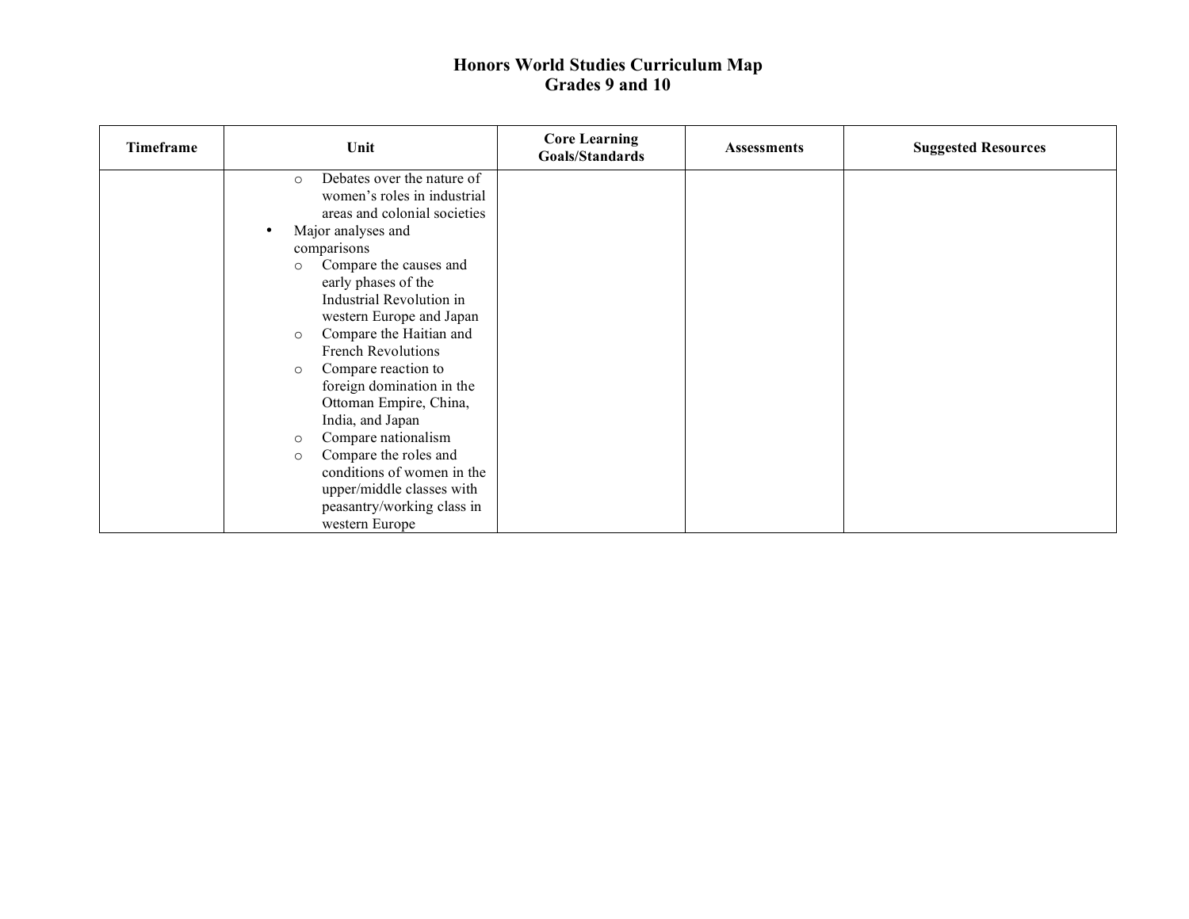# Honors World Studies Curriculum Map
## Grades 9 and 10

| Timeframe | Unit | Core Learning Goals/Standards | Assessments | Suggested Resources |
|---|---|---|---|---|
| | ○ Debates over the nature of women's roles in industrial areas and colonial societies<br>• Major analyses and comparisons<br>○ Compare the causes and early phases of the Industrial Revolution in western Europe and Japan<br>○ Compare the Haitian and French Revolutions<br>○ Compare reaction to foreign domination in the Ottoman Empire, China, India, and Japan<br>○ Compare nationalism<br>○ Compare the roles and conditions of women in the upper/middle classes with peasantry/working class in western Europe | | | |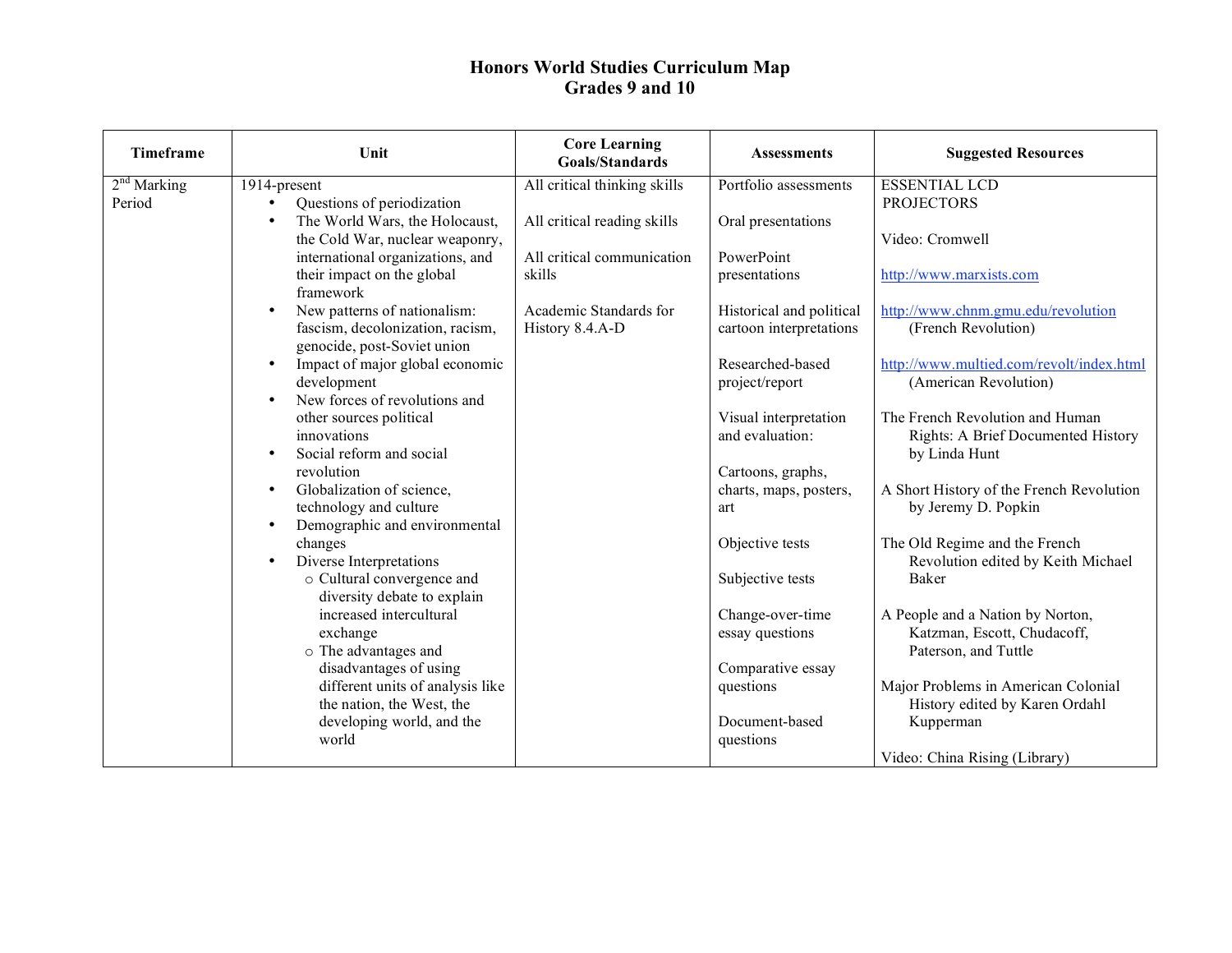# Honors World Studies Curriculum Map
## Grades 9 and 10

| Timeframe | Unit | Core Learning Goals/Standards | Assessments | Suggested Resources |
|---|---|---|---|---|
| 2nd Marking Period | 1914-present<br>• Questions of periodization<br>• The World Wars, the Holocaust, the Cold War, nuclear weaponry, international organizations, and their impact on the global framework<br>• New patterns of nationalism: fascism, decolonization, racism, genocide, post-Soviet union<br>• Impact of major global economic development<br>• New forces of revolutions and other sources political innovations<br>• Social reform and social revolution<br>• Globalization of science, technology and culture<br>• Demographic and environmental changes<br>• Diverse Interpretations<br>  ○ Cultural convergence and diversity debate to explain increased intercultural exchange<br>  ○ The advantages and disadvantages of using different units of analysis like the nation, the West, the developing world, and the world | All critical thinking skills<br><br>All critical reading skills<br><br>All critical communication skills<br><br>Academic Standards for History 8.4.A-D | Portfolio assessments<br><br>Oral presentations<br><br>PowerPoint presentations<br><br>Historical and political cartoon interpretations<br><br>Researched-based project/report<br><br>Visual interpretation and evaluation:<br><br>Cartoons, graphs, charts, maps, posters, art<br><br>Objective tests<br><br>Subjective tests<br><br>Change-over-time essay questions<br><br>Comparative essay questions<br><br>Document-based questions | ESSENTIAL LCD PROJECTORS<br><br>Video: Cromwell<br><br>http://www.marxists.com<br><br>http://www.chnm.gmu.edu/revolution (French Revolution)<br><br>http://www.multied.com/revolt/index.html (American Revolution)<br><br>The French Revolution and Human Rights: A Brief Documented History by Linda Hunt<br><br>A Short History of the French Revolution by Jeremy D. Popkin<br><br>The Old Regime and the French Revolution edited by Keith Michael Baker<br><br>A People and a Nation by Norton, Katzman, Escott, Chudacoff, Paterson, and Tuttle<br><br>Major Problems in American Colonial History edited by Karen Ordahl Kupperman<br><br>Video: China Rising (Library) |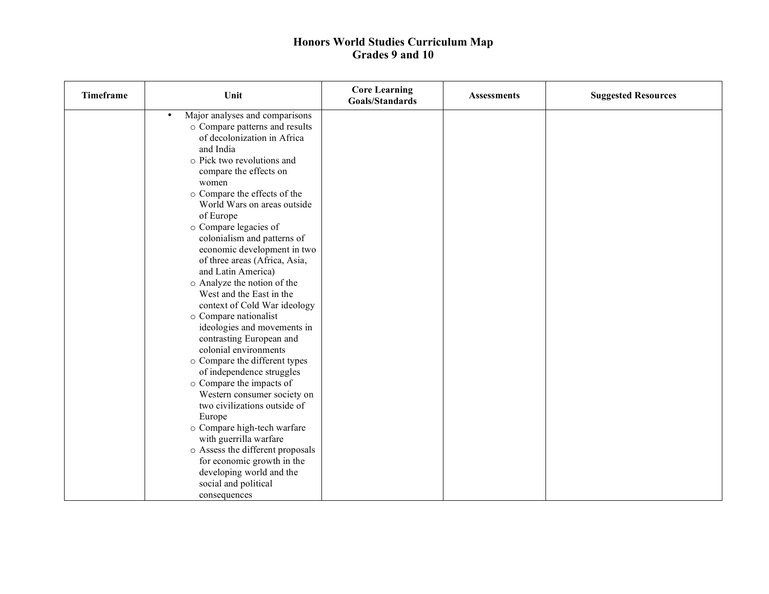# Honors World Studies Curriculum Map
## Grades 9 and 10

| Timeframe | Unit | Core Learning Goals/Standards | Assessments | Suggested Resources |
|---|---|---|---|---|
| | • Major analyses and comparisons<br>o Compare patterns and results of decolonization in Africa and India<br>o Pick two revolutions and compare the effects on women<br>o Compare the effects of the World Wars on areas outside of Europe<br>o Compare legacies of colonialism and patterns of economic development in two of three areas (Africa, Asia, and Latin America)<br>o Analyze the notion of the West and the East in the context of Cold War ideology<br>o Compare nationalist ideologies and movements in contrasting European and colonial environments<br>o Compare the different types of independence struggles<br>o Compare the impacts of Western consumer society on two civilizations outside of Europe<br>o Compare high-tech warfare with guerrilla warfare<br>o Assess the different proposals for economic growth in the developing world and the social and political consequences | | | |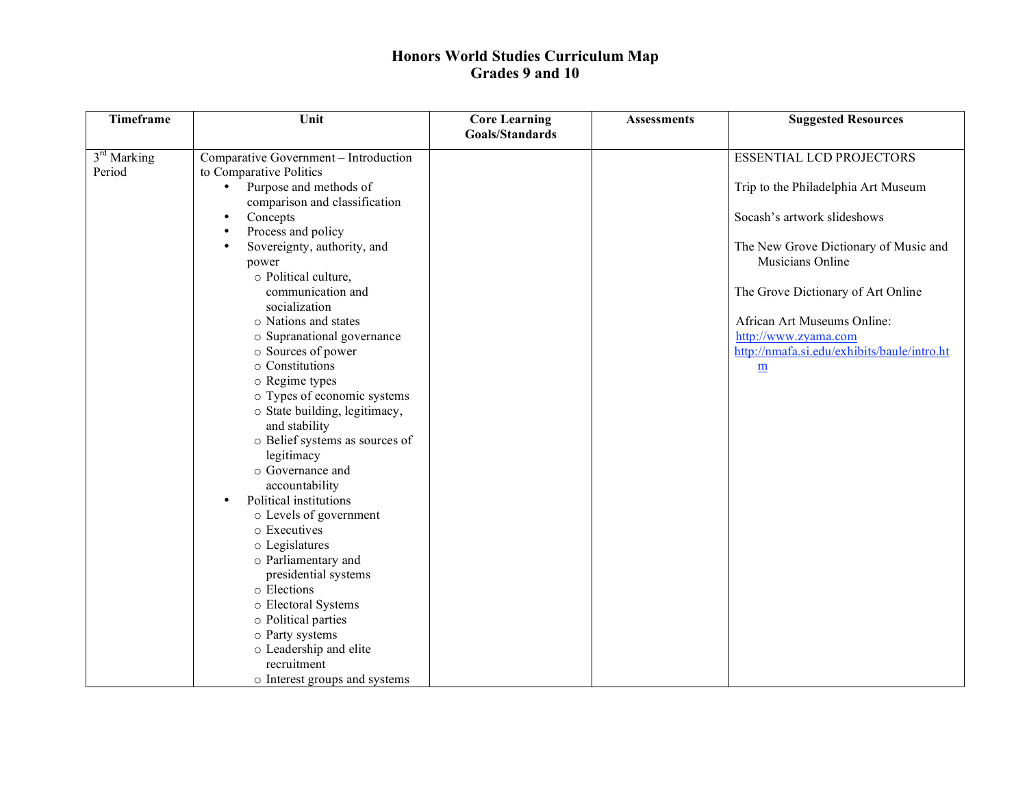# Honors World Studies Curriculum Map
## Grades 9 and 10

| Timeframe | Unit | Core Learning Goals/Standards | Assessments | Suggested Resources |
|---|---|---|---|---|
| 3rd Marking Period | Comparative Government – Introduction to Comparative Politics<br>• Purpose and methods of comparison and classification<br>• Concepts<br>• Process and policy<br>• Sovereignty, authority, and power<br>  ○ Political culture, communication and socialization<br>  ○ Nations and states<br>  ○ Supranational governance<br>  ○ Sources of power<br>  ○ Constitutions<br>  ○ Regime types<br>  ○ Types of economic systems<br>  ○ State building, legitimacy, and stability<br>  ○ Belief systems as sources of legitimacy<br>  ○ Governance and accountability<br>• Political institutions<br>  ○ Levels of government<br>  ○ Executives<br>  ○ Legislatures<br>  ○ Parliamentary and presidential systems<br>  ○ Elections<br>  ○ Electoral Systems<br>  ○ Political parties<br>  ○ Party systems<br>  ○ Leadership and elite recruitment<br>  ○ Interest groups and systems | | | ESSENTIAL LCD PROJECTORS<br><br>Trip to the Philadelphia Art Museum<br><br>Socash's artwork slideshows<br><br>The New Grove Dictionary of Music and Musicians Online<br><br>The Grove Dictionary of Art Online<br><br>African Art Museums Online:<br>http://www.zyama.com<br>http://nmafa.si.edu/exhibits/baule/intro.htm |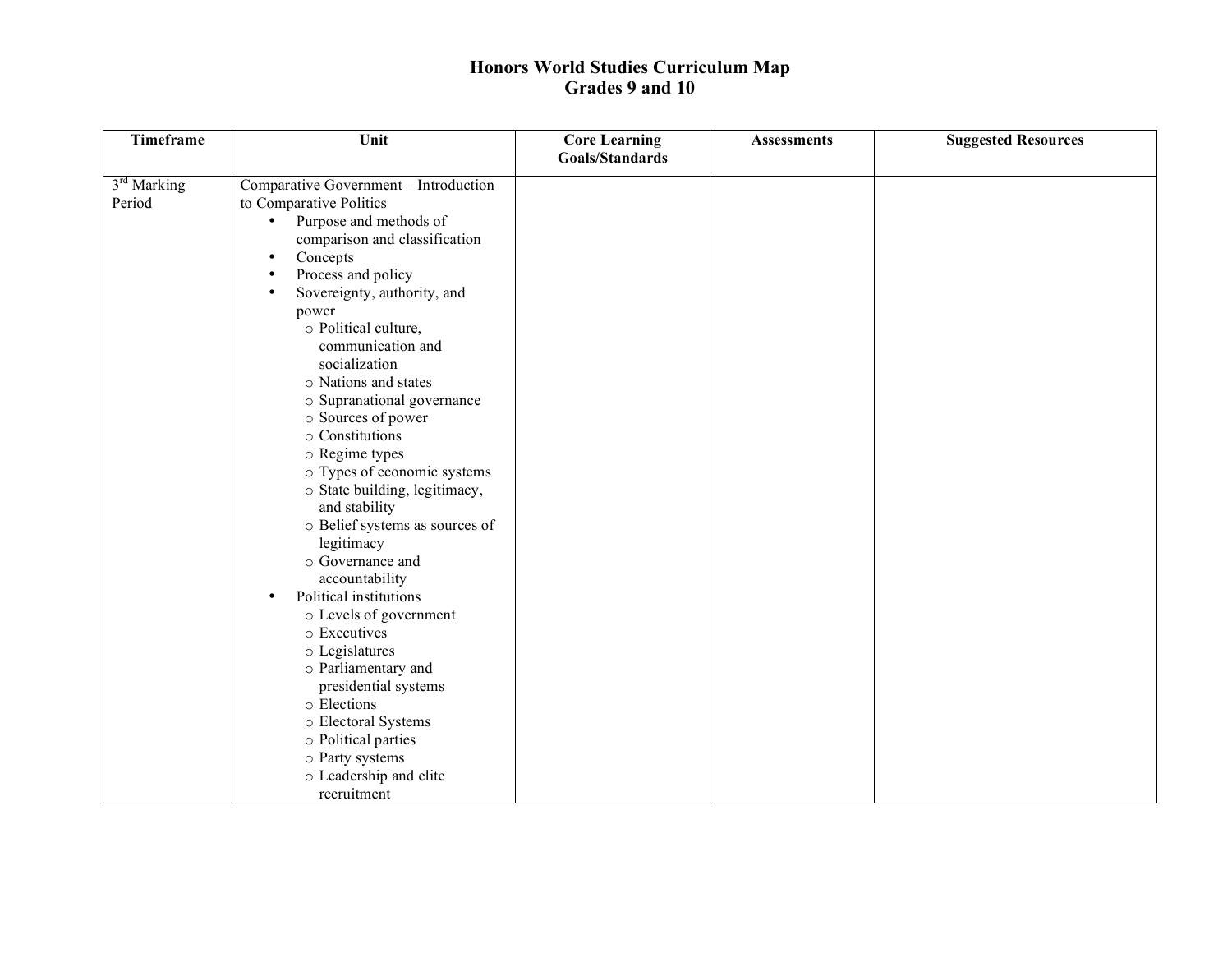# Honors World Studies Curriculum Map
## Grades 9 and 10

| Timeframe | Unit | Core Learning Goals/Standards | Assessments | Suggested Resources |
|---|---|---|---|---|
| 3rd Marking Period | Comparative Government – Introduction to Comparative Politics<br>• Purpose and methods of comparison and classification<br>• Concepts<br>• Process and policy<br>• Sovereignty, authority, and power<br>&nbsp;&nbsp;○ Political culture, communication and socialization<br>&nbsp;&nbsp;○ Nations and states<br>&nbsp;&nbsp;○ Supranational governance<br>&nbsp;&nbsp;○ Sources of power<br>&nbsp;&nbsp;○ Constitutions<br>&nbsp;&nbsp;○ Regime types<br>&nbsp;&nbsp;○ Types of economic systems<br>&nbsp;&nbsp;○ State building, legitimacy, and stability<br>&nbsp;&nbsp;○ Belief systems as sources of legitimacy<br>&nbsp;&nbsp;○ Governance and accountability<br>• Political institutions<br>&nbsp;&nbsp;○ Levels of government<br>&nbsp;&nbsp;○ Executives<br>&nbsp;&nbsp;○ Legislatures<br>&nbsp;&nbsp;○ Parliamentary and presidential systems<br>&nbsp;&nbsp;○ Elections<br>&nbsp;&nbsp;○ Electoral Systems<br>&nbsp;&nbsp;○ Political parties<br>&nbsp;&nbsp;○ Party systems<br>&nbsp;&nbsp;○ Leadership and elite recruitment | | | |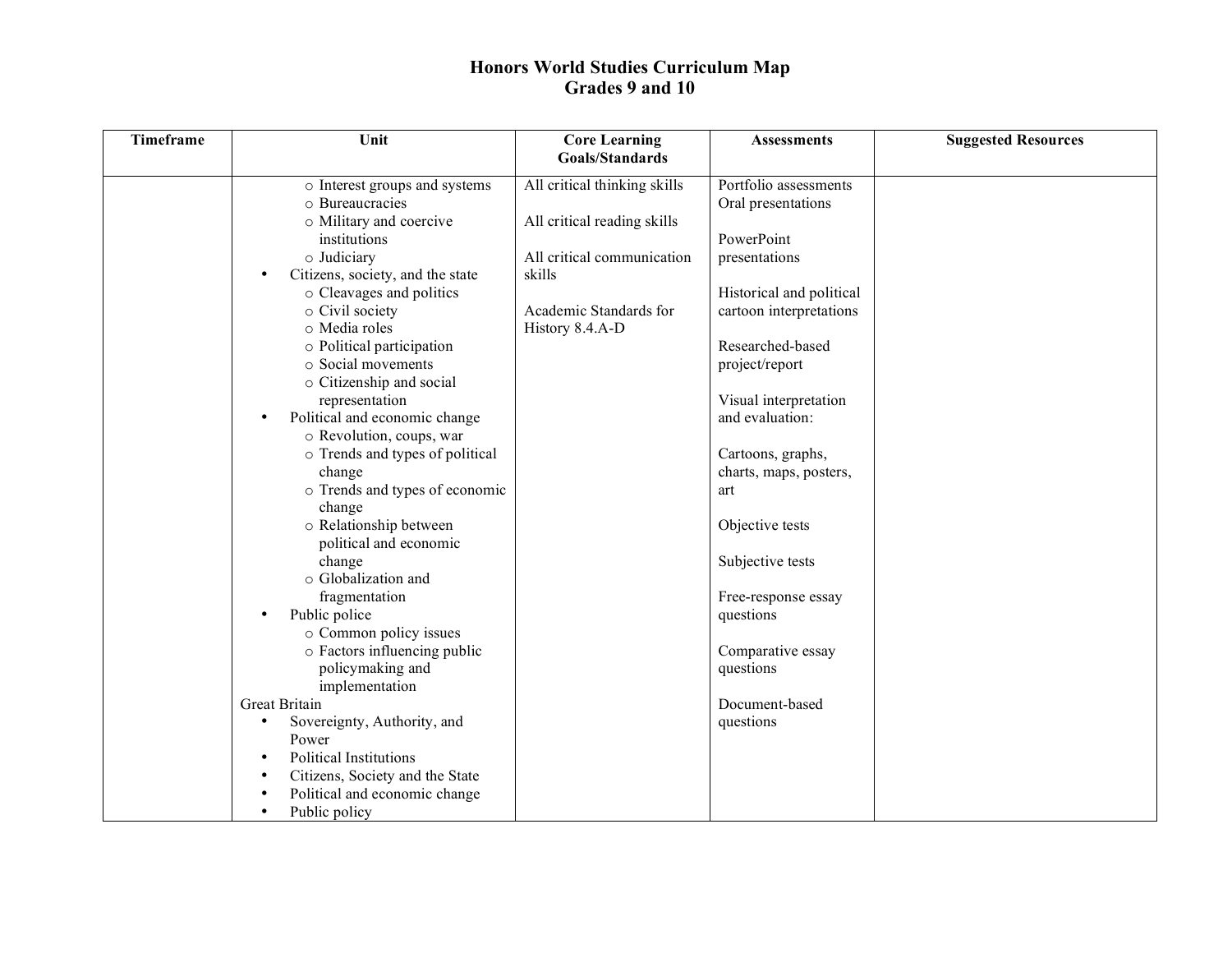# Honors World Studies Curriculum Map
## Grades 9 and 10

| Timeframe | Unit | Core Learning Goals/Standards | Assessments | Suggested Resources |
|---|---|---|---|---|
| | ○ Interest groups and systems<br>○ Bureaucracies<br>○ Military and coercive institutions<br>○ Judiciary<br>• Citizens, society, and the state<br>○ Cleavages and politics<br>○ Civil society<br>○ Media roles<br>○ Political participation<br>○ Social movements<br>○ Citizenship and social representation<br>• Political and economic change<br>○ Revolution, coups, war<br>○ Trends and types of political change<br>○ Trends and types of economic change<br>○ Relationship between political and economic change<br>○ Globalization and fragmentation<br>• Public police<br>○ Common policy issues<br>○ Factors influencing public policymaking and implementation<br>Great Britain<br>• Sovereignty, Authority, and Power<br>• Political Institutions<br>• Citizens, Society and the State<br>• Political and economic change<br>• Public policy | All critical thinking skills<br><br>All critical reading skills<br><br>All critical communication skills<br><br>Academic Standards for History 8.4.A-D | Portfolio assessments<br>Oral presentations<br><br>PowerPoint presentations<br><br>Historical and political cartoon interpretations<br><br>Researched-based project/report<br><br>Visual interpretation and evaluation:<br><br>Cartoons, graphs, charts, maps, posters, art<br><br>Objective tests<br><br>Subjective tests<br><br>Free-response essay questions<br><br>Comparative essay questions<br><br>Document-based questions | |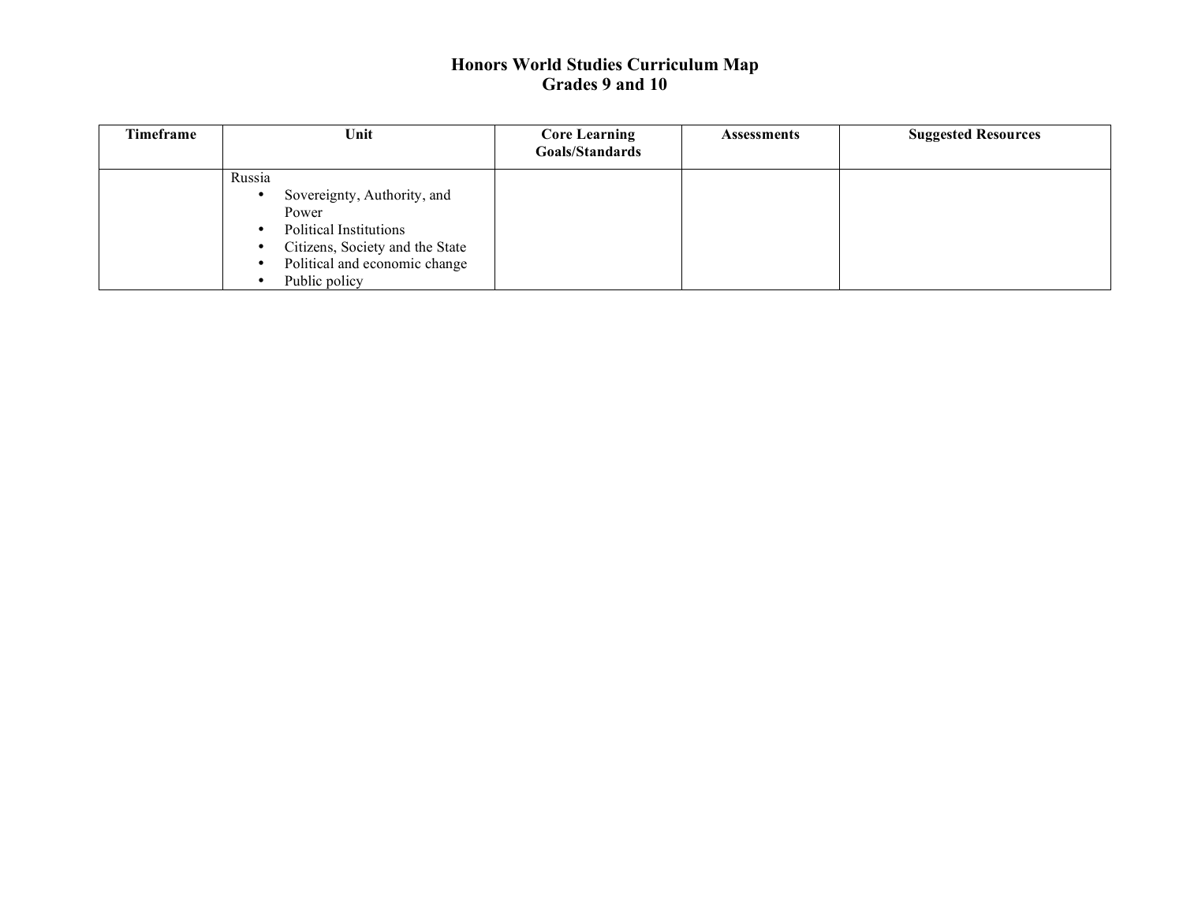# Honors World Studies Curriculum Map
## Grades 9 and 10

| Timeframe | Unit | Core Learning Goals/Standards | Assessments | Suggested Resources |
|---|---|---|---|---|
| | Russia<br>• Sovereignty, Authority, and Power<br>• Political Institutions<br>• Citizens, Society and the State<br>• Political and economic change<br>• Public policy | | | |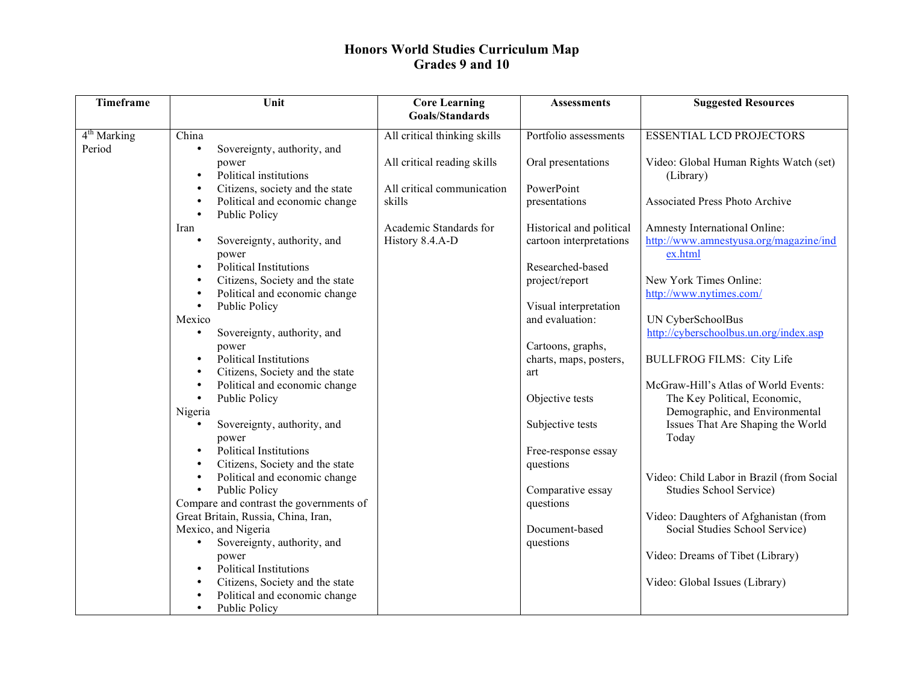# Honors World Studies Curriculum Map
## Grades 9 and 10

| Timeframe | Unit | Core Learning Goals/Standards | Assessments | Suggested Resources |
|---|---|---|---|---|
| 4th Marking Period | China<br>• Sovereignty, authority, and power<br>• Political institutions<br>• Citizens, society and the state<br>• Political and economic change<br>• Public Policy<br>Iran<br>• Sovereignty, authority, and power<br>• Political Institutions<br>• Citizens, Society and the state<br>• Political and economic change<br>• Public Policy<br>Mexico<br>• Sovereignty, authority, and power<br>• Political Institutions<br>• Citizens, Society and the state<br>• Political and economic change<br>• Public Policy<br>Nigeria<br>• Sovereignty, authority, and power<br>• Political Institutions<br>• Citizens, Society and the state<br>• Political and economic change<br>• Public Policy<br>Compare and contrast the governments of Great Britain, Russia, China, Iran, Mexico, and Nigeria<br>• Sovereignty, authority, and power<br>• Political Institutions<br>• Citizens, Society and the state<br>• Political and economic change<br>• Public Policy | All critical thinking skills<br><br>All critical reading skills<br><br>All critical communication skills<br><br>Academic Standards for History 8.4.A-D | Portfolio assessments<br><br>Oral presentations<br><br>PowerPoint presentations<br><br>Historical and political cartoon interpretations<br><br>Researched-based project/report<br><br>Visual interpretation and evaluation:<br><br>Cartoons, graphs, charts, maps, posters, art<br><br>Objective tests<br><br>Subjective tests<br><br>Free-response essay questions<br><br>Comparative essay questions<br><br>Document-based questions | ESSENTIAL LCD PROJECTORS<br><br>Video: Global Human Rights Watch (set) (Library)<br><br>Associated Press Photo Archive<br><br>Amnesty International Online: http://www.amnestyusa.org/magazine/index.html<br><br>New York Times Online: http://www.nytimes.com/<br><br>UN CyberSchoolBus http://cyberschoolbus.un.org/index.asp<br><br>BULLFROG FILMS: City Life<br><br>McGraw-Hill's Atlas of World Events: The Key Political, Economic, Demographic, and Environmental Issues That Are Shaping the World Today<br><br>Video: Child Labor in Brazil (from Social Studies School Service)<br><br>Video: Daughters of Afghanistan (from Social Studies School Service)<br><br>Video: Dreams of Tibet (Library)<br><br>Video: Global Issues (Library) |